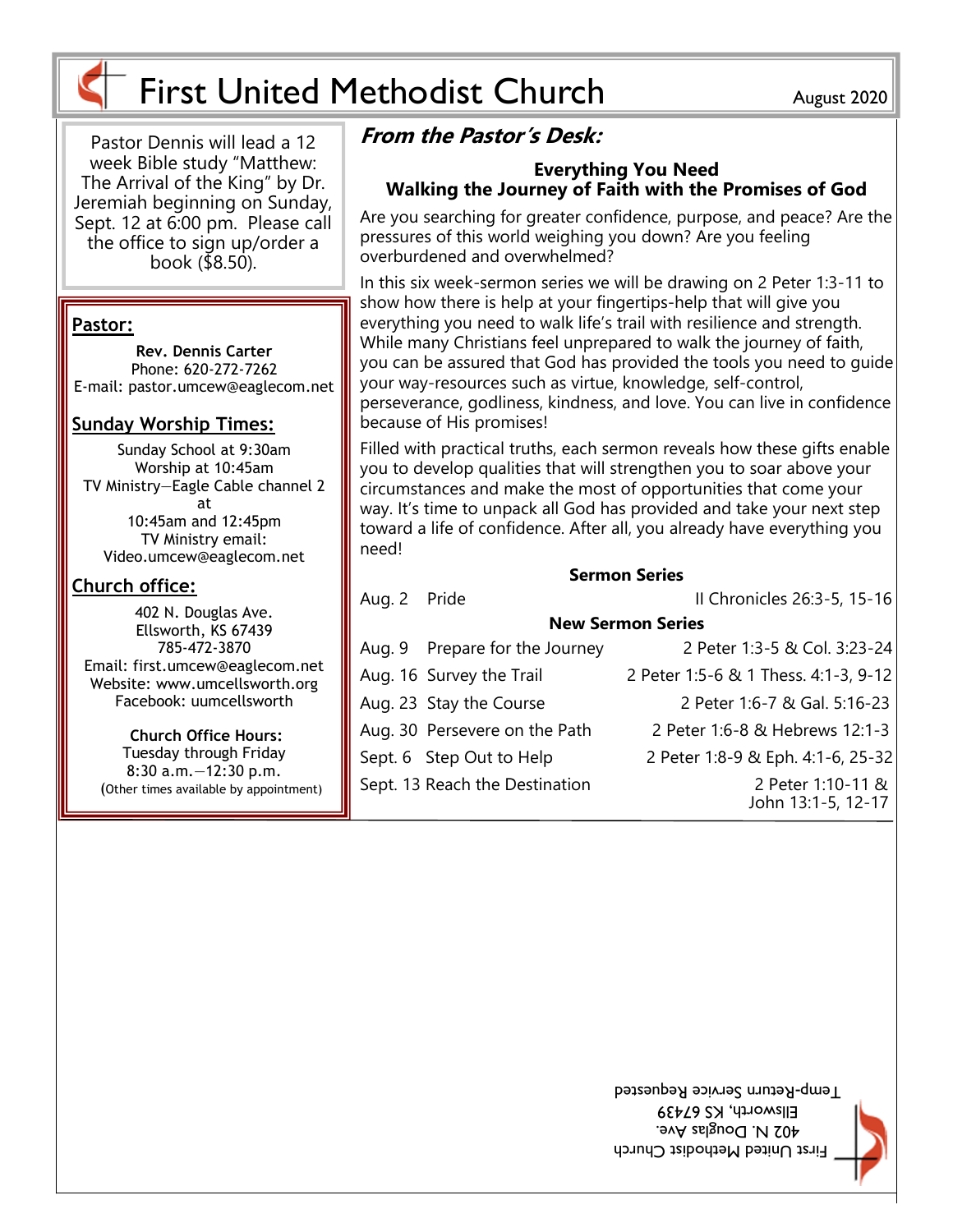# First United Methodist Church

August 2020

Pastor Dennis will lead a 12 week Bible study "Matthew: The Arrival of the King" by Dr. Jeremiah beginning on Sunday, Sept. 12 at 6:00 pm. Please call the office to sign up/order a book ($8.50).

**Pastor:**

**Rev. Dennis Carter**
Phone: 620-272-7262
E-mail: pastor.umcew@eaglecom.net

**Sunday Worship Times:**

Sunday School at 9:30am
Worship at 10:45am
TV Ministry—Eagle Cable channel 2 at 10:45am and 12:45pm
TV Ministry email: Video.umcew@eaglecom.net

**Church office:**

402 N. Douglas Ave.
Ellsworth, KS 67439
785-472-3870
Email: first.umcew@eaglecom.net
Website: www.umcellsworth.org
Facebook: uumcellsworth

**Church Office Hours:**
Tuesday through Friday
8:30 a.m.—12:30 p.m.
(Other times available by appointment)

## *From the Pastor's Desk:*

### Everything You Need
### Walking the Journey of Faith with the Promises of God

Are you searching for greater confidence, purpose, and peace? Are the pressures of this world weighing you down? Are you feeling overburdened and overwhelmed?

In this six week-sermon series we will be drawing on 2 Peter 1:3-11 to show how there is help at your fingertips-help that will give you everything you need to walk life's trail with resilience and strength. While many Christians feel unprepared to walk the journey of faith, you can be assured that God has provided the tools you need to guide your way-resources such as virtue, knowledge, self-control, perseverance, godliness, kindness, and love. You can live in confidence because of His promises!

Filled with practical truths, each sermon reveals how these gifts enable you to develop qualities that will strengthen you to soar above your circumstances and make the most of opportunities that come your way. It's time to unpack all God has provided and take your next step toward a life of confidence. After all, you already have everything you need!

**Sermon Series**

| | | |
|---|---|---|
| Aug. 2 | Pride | II Chronicles 26:3-5, 15-16 |
| | **New Sermon Series** | |
| Aug. 9 | Prepare for the Journey | 2 Peter 1:3-5 & Col. 3:23-24 |
| Aug. 16 | Survey the Trail | 2 Peter 1:5-6 & 1 Thess. 4:1-3, 9-12 |
| Aug. 23 | Stay the Course | 2 Peter 1:6-7 & Gal. 5:16-23 |
| Aug. 30 | Persevere on the Path | 2 Peter 1:6-8 & Hebrews 12:1-3 |
| Sept. 6 | Step Out to Help | 2 Peter 1:8-9 & Eph. 4:1-6, 25-32 |
| Sept. 13 | Reach the Destination | 2 Peter 1:10-11 & John 13:1-5, 12-17 |

First United Methodist Church
402 N. Douglas Ave.
Ellsworth, KS 67439
Temp-Return Service Requested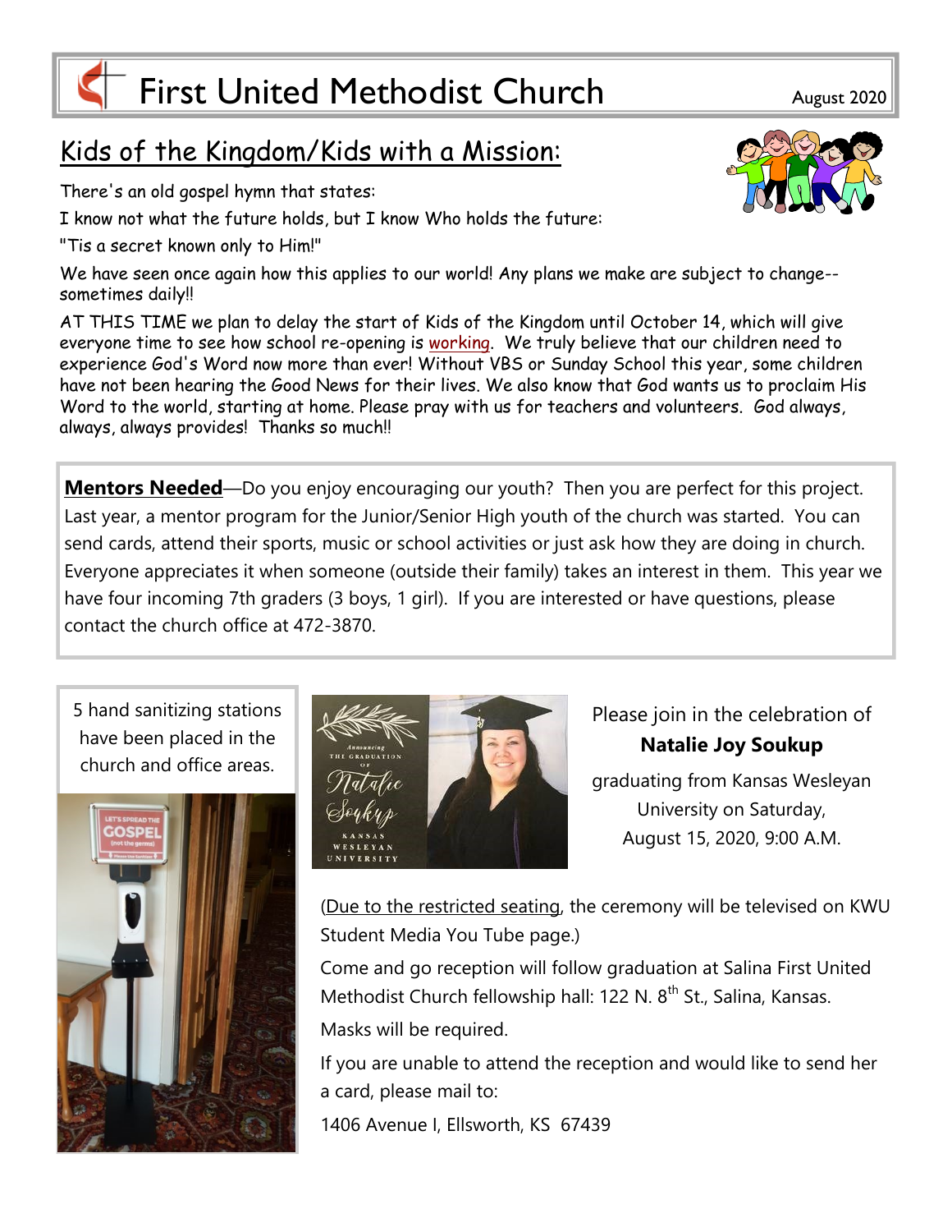# First United Methodist Church

August 2020

## Kids of the Kingdom/Kids with a Mission:

There's an old gospel hymn that states:

I know not what the future holds, but I know Who holds the future:

"Tis a secret known only to Him!"

We have seen once again how this applies to our world! Any plans we make are subject to change--sometimes daily!!

AT THIS TIME we plan to delay the start of Kids of the Kingdom until October 14, which will give everyone time to see how school re-opening is working. We truly believe that our children need to experience God's Word now more than ever! Without VBS or Sunday School this year, some children have not been hearing the Good News for their lives. We also know that God wants us to proclaim His Word to the world, starting at home. Please pray with us for teachers and volunteers. God always, always, always provides! Thanks so much!!

**Mentors Needed**—Do you enjoy encouraging our youth? Then you are perfect for this project. Last year, a mentor program for the Junior/Senior High youth of the church was started. You can send cards, attend their sports, music or school activities or just ask how they are doing in church. Everyone appreciates it when someone (outside their family) takes an interest in them. This year we have four incoming 7th graders (3 boys, 1 girl). If you are interested or have questions, please contact the church office at 472-3870.

5 hand sanitizing stations have been placed in the church and office areas.

Please join in the celebration of

**Natalie Joy Soukup**

graduating from Kansas Wesleyan University on Saturday, August 15, 2020, 9:00 A.M.

(Due to the restricted seating, the ceremony will be televised on KWU Student Media You Tube page.)

Come and go reception will follow graduation at Salina First United Methodist Church fellowship hall: 122 N. 8th St., Salina, Kansas.

Masks will be required.

If you are unable to attend the reception and would like to send her a card, please mail to:

1406 Avenue I, Ellsworth, KS 67439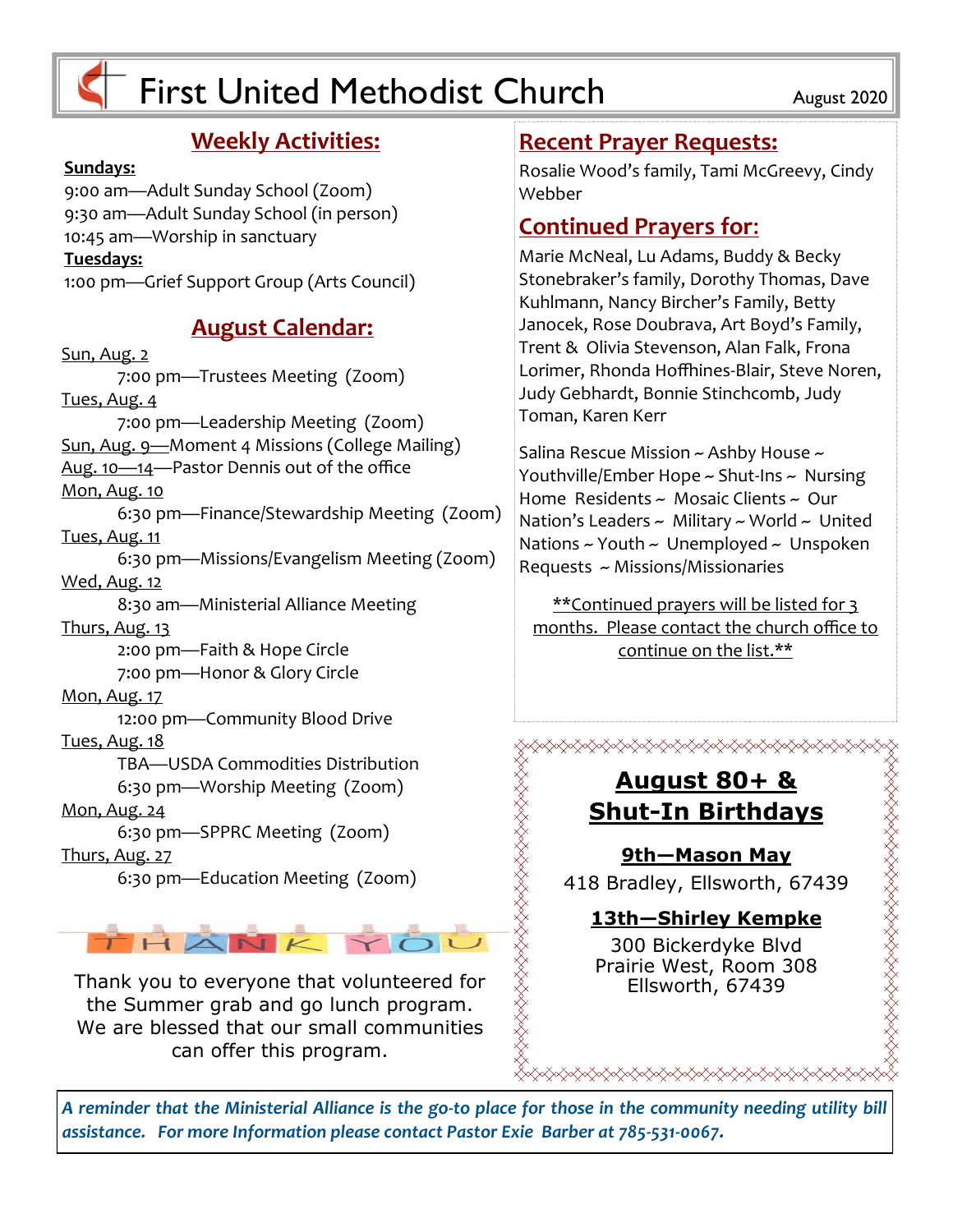# First United Methodist Church

August 2020

## Weekly Activities:

**Sundays:**

9:00 am—Adult Sunday School (Zoom)
9:30 am—Adult Sunday School (in person)
10:45 am—Worship in sanctuary

**Tuesdays:**

1:00 pm—Grief Support Group (Arts Council)

## August Calendar:

Sun, Aug. 2
- 7:00 pm—Trustees Meeting (Zoom)

Tues, Aug. 4
- 7:00 pm—Leadership Meeting (Zoom)

Sun, Aug. 9—Moment 4 Missions (College Mailing)

Aug. 10—14—Pastor Dennis out of the office

Mon, Aug. 10
- 6:30 pm—Finance/Stewardship Meeting (Zoom)

Tues, Aug. 11
- 6:30 pm—Missions/Evangelism Meeting (Zoom)

Wed, Aug. 12
- 8:30 am—Ministerial Alliance Meeting

Thurs, Aug. 13
- 2:00 pm—Faith & Hope Circle
- 7:00 pm—Honor & Glory Circle

Mon, Aug. 17
- 12:00 pm—Community Blood Drive

Tues, Aug. 18
- TBA—USDA Commodities Distribution
- 6:30 pm—Worship Meeting (Zoom)

Mon, Aug. 24
- 6:30 pm—SPPRC Meeting (Zoom)

Thurs, Aug. 27
- 6:30 pm—Education Meeting (Zoom)

THANK YOU

Thank you to everyone that volunteered for the Summer grab and go lunch program. We are blessed that our small communities can offer this program.

## Recent Prayer Requests:

Rosalie Wood's family, Tami McGreevy, Cindy Webber

## Continued Prayers for:

Marie McNeal, Lu Adams, Buddy & Becky Stonebraker's family, Dorothy Thomas, Dave Kuhlmann, Nancy Bircher's Family, Betty Janocek, Rose Doubrava, Art Boyd's Family, Trent & Olivia Stevenson, Alan Falk, Frona Lorimer, Rhonda Hoffhines-Blair, Steve Noren, Judy Gebhardt, Bonnie Stinchcomb, Judy Toman, Karen Kerr

Salina Rescue Mission ~ Ashby House ~ Youthville/Ember Hope ~ Shut-Ins ~ Nursing Home Residents ~ Mosaic Clients ~ Our Nation's Leaders ~ Military ~ World ~ United Nations ~ Youth ~ Unemployed ~ Unspoken Requests ~ Missions/Missionaries

**Continued prayers will be listed for 3 months. Please contact the church office to continue on the list.**

## August 80+ & Shut-In Birthdays

**9th—Mason May**
418 Bradley, Ellsworth, 67439

**13th—Shirley Kempke**
300 Bickerdyke Blvd
Prairie West, Room 308
Ellsworth, 67439

*A reminder that the Ministerial Alliance is the go-to place for those in the community needing utility bill assistance. For more Information please contact Pastor Exie Barber at 785-531-0067.*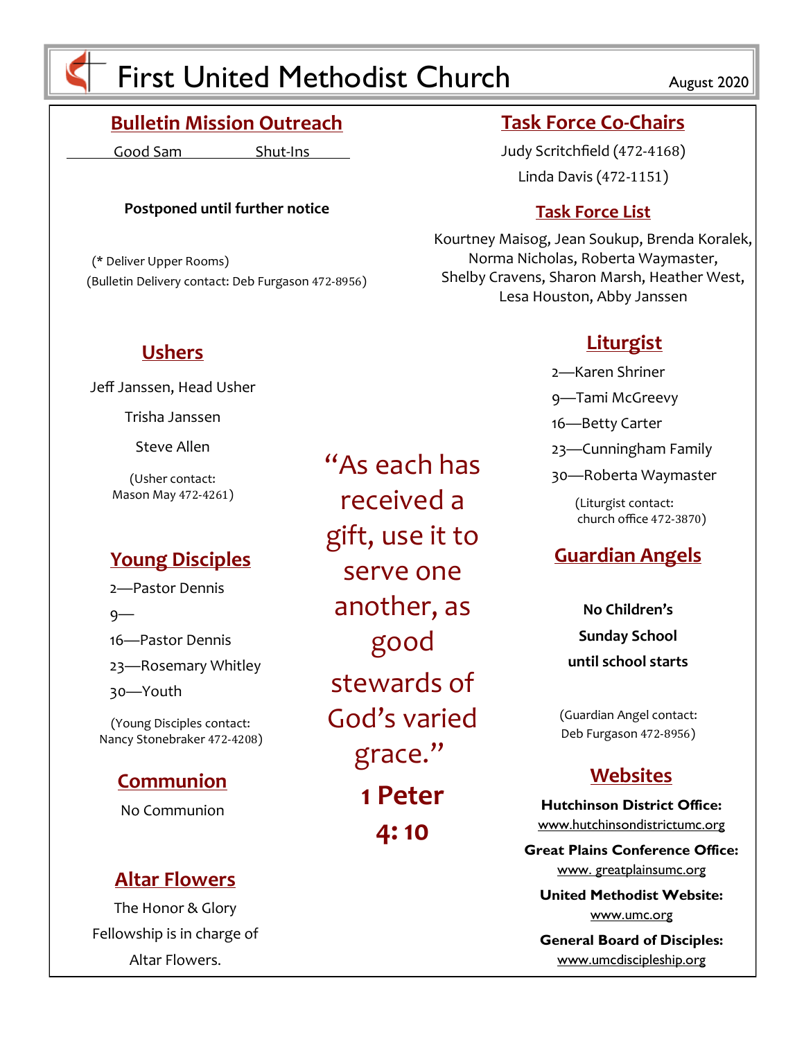# First United Methodist Church

August 2020

## Bulletin Mission Outreach

Good Sam Shut-Ins

**Postponed until further notice**

(* Deliver Upper Rooms)
(Bulletin Delivery contact: Deb Furgason 472-8956)

## Ushers

Jeff Janssen, Head Usher

Trisha Janssen

Steve Allen

(Usher contact:
Mason May 472-4261)

## Young Disciples

2—Pastor Dennis

9—

16—Pastor Dennis

23—Rosemary Whitley

30—Youth

(Young Disciples contact:
Nancy Stonebraker 472-4208)

## Communion

No Communion

## Altar Flowers

The Honor & Glory Fellowship is in charge of Altar Flowers.

"As each has received a gift, use it to serve one another, as good stewards of God's varied grace."

**1 Peter 4: 10**

## Task Force Co-Chairs

Judy Scritchfield (472-4168)

Linda Davis (472-1151)

## Task Force List

Kourtney Maisog, Jean Soukup, Brenda Koralek, Norma Nicholas, Roberta Waymaster, Shelby Cravens, Sharon Marsh, Heather West, Lesa Houston, Abby Janssen

## Liturgist

2—Karen Shriner

9—Tami McGreevy

16—Betty Carter

23—Cunningham Family

30—Roberta Waymaster

(Liturgist contact:
church office 472-3870)

## Guardian Angels

**No Children's Sunday School until school starts**

(Guardian Angel contact:
Deb Furgason 472-8956)

## Websites

**Hutchinson District Office:**
www.hutchinsondistrictumc.org

**Great Plains Conference Office:**
www. greatplainsumc.org

**United Methodist Website:**
www.umc.org

**General Board of Disciples:**
www.umcdiscipleship.org